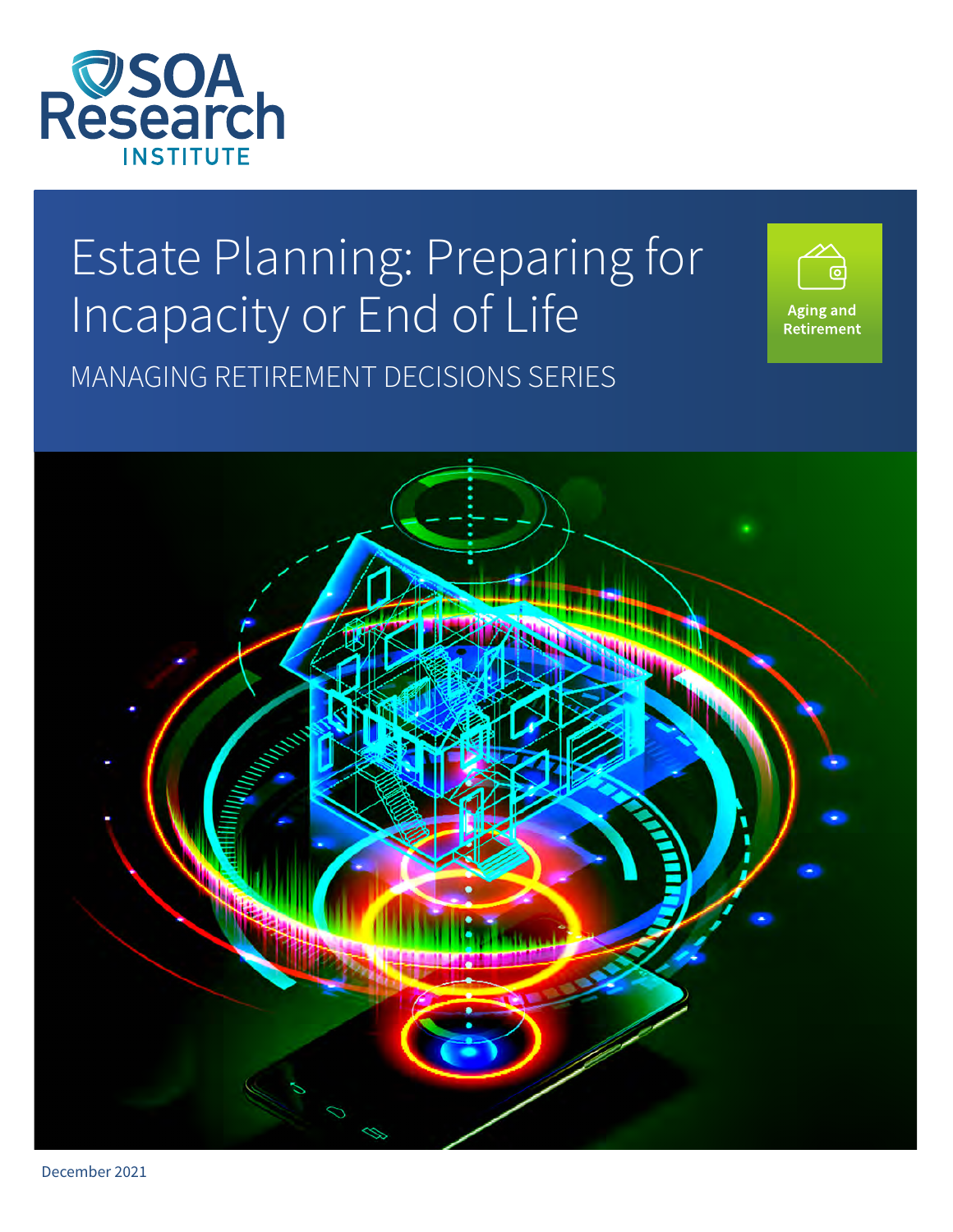SOA Research INSTITUTE

# Estate Planning: Preparing for Incapacity or End of Life

MANAGING RETIREMENT DECISIONS SERIES

Aging and Retirement

December 2021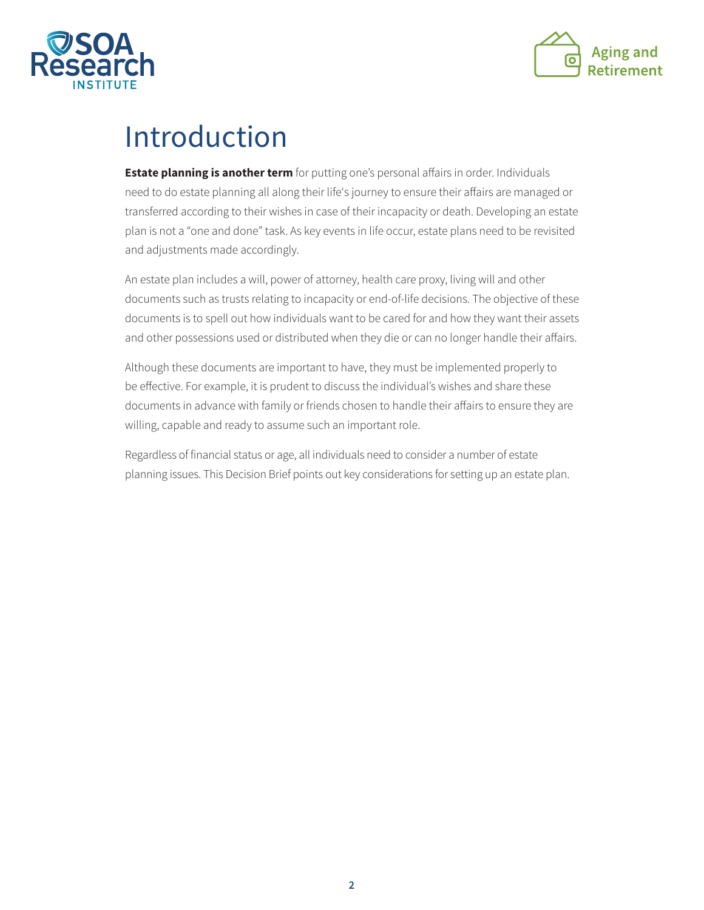# Introduction

**Estate planning is another term** for putting one's personal affairs in order. Individuals need to do estate planning all along their life's journey to ensure their affairs are managed or transferred according to their wishes in case of their incapacity or death. Developing an estate plan is not a "one and done" task. As key events in life occur, estate plans need to be revisited and adjustments made accordingly.

An estate plan includes a will, power of attorney, health care proxy, living will and other documents such as trusts relating to incapacity or end-of-life decisions. The objective of these documents is to spell out how individuals want to be cared for and how they want their assets and other possessions used or distributed when they die or can no longer handle their affairs.

Although these documents are important to have, they must be implemented properly to be effective. For example, it is prudent to discuss the individual's wishes and share these documents in advance with family or friends chosen to handle their affairs to ensure they are willing, capable and ready to assume such an important role.

Regardless of financial status or age, all individuals need to consider a number of estate planning issues. This Decision Brief points out key considerations for setting up an estate plan.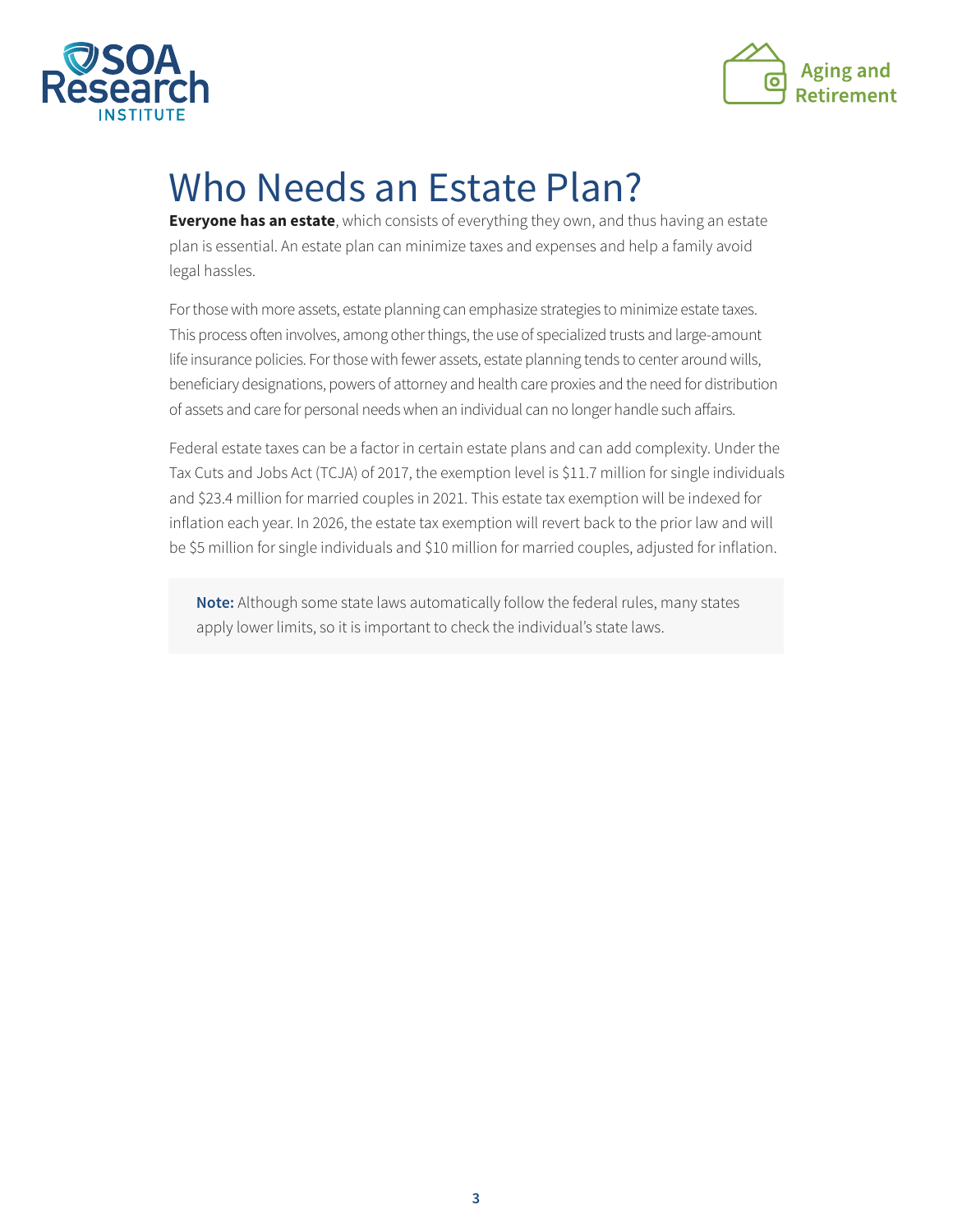# Who Needs an Estate Plan?

**Everyone has an estate**, which consists of everything they own, and thus having an estate plan is essential. An estate plan can minimize taxes and expenses and help a family avoid legal hassles.

For those with more assets, estate planning can emphasize strategies to minimize estate taxes. This process often involves, among other things, the use of specialized trusts and large-amount life insurance policies. For those with fewer assets, estate planning tends to center around wills, beneficiary designations, powers of attorney and health care proxies and the need for distribution of assets and care for personal needs when an individual can no longer handle such affairs.

Federal estate taxes can be a factor in certain estate plans and can add complexity. Under the Tax Cuts and Jobs Act (TCJA) of 2017, the exemption level is $11.7 million for single individuals and $23.4 million for married couples in 2021. This estate tax exemption will be indexed for inflation each year. In 2026, the estate tax exemption will revert back to the prior law and will be $5 million for single individuals and $10 million for married couples, adjusted for inflation.

**Note:** Although some state laws automatically follow the federal rules, many states apply lower limits, so it is important to check the individual's state laws.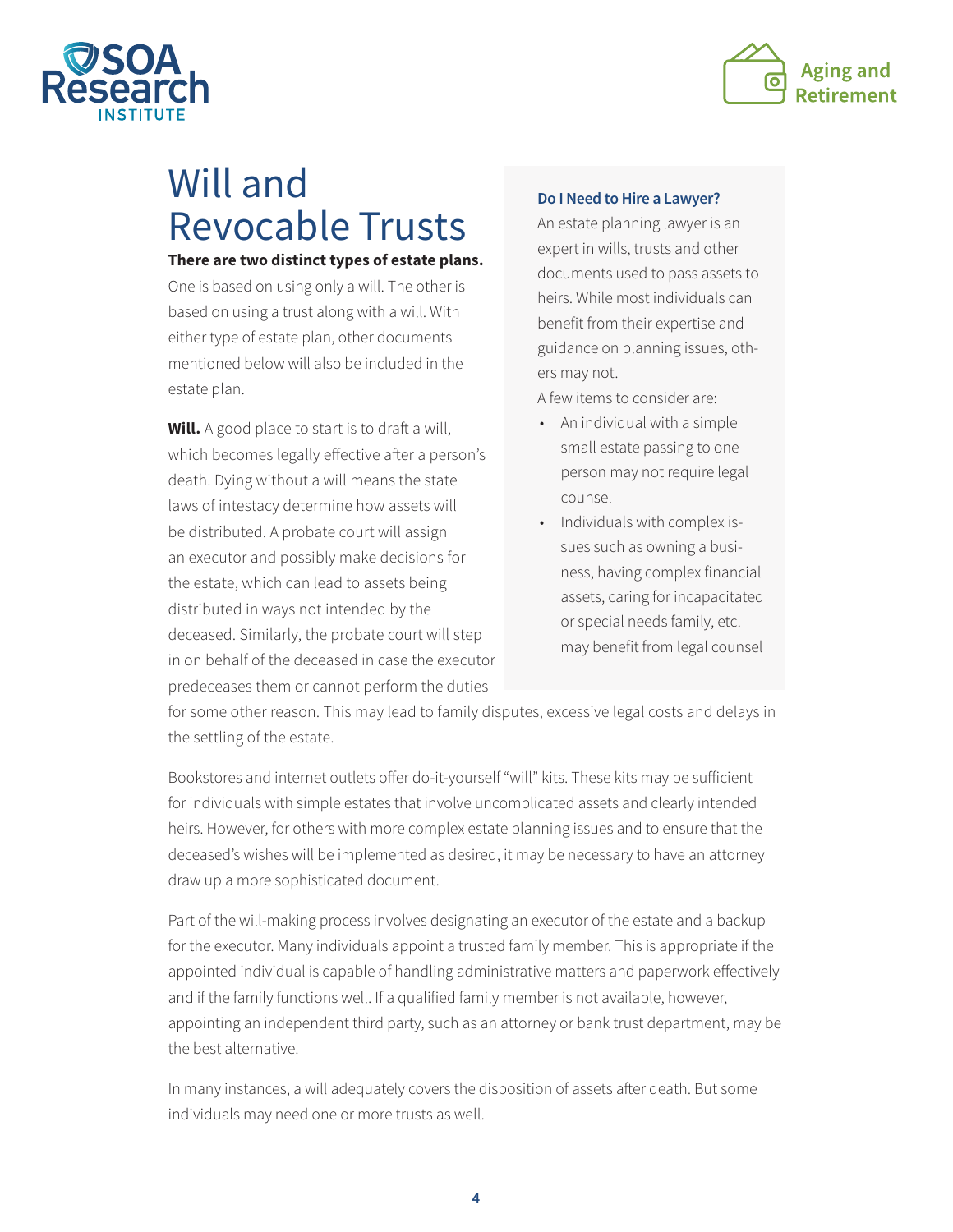# Will and Revocable Trusts

**There are two distinct types of estate plans.** One is based on using only a will. The other is based on using a trust along with a will. With either type of estate plan, other documents mentioned below will also be included in the estate plan.

**Will.** A good place to start is to draft a will, which becomes legally effective after a person's death. Dying without a will means the state laws of intestacy determine how assets will be distributed. A probate court will assign an executor and possibly make decisions for the estate, which can lead to assets being distributed in ways not intended by the deceased. Similarly, the probate court will step in on behalf of the deceased in case the executor predeceases them or cannot perform the duties for some other reason. This may lead to family disputes, excessive legal costs and delays in the settling of the estate.

Bookstores and internet outlets offer do-it-yourself "will" kits. These kits may be sufficient for individuals with simple estates that involve uncomplicated assets and clearly intended heirs. However, for others with more complex estate planning issues and to ensure that the deceased's wishes will be implemented as desired, it may be necessary to have an attorney draw up a more sophisticated document.

Part of the will-making process involves designating an executor of the estate and a backup for the executor. Many individuals appoint a trusted family member. This is appropriate if the appointed individual is capable of handling administrative matters and paperwork effectively and if the family functions well. If a qualified family member is not available, however, appointing an independent third party, such as an attorney or bank trust department, may be the best alternative.

In many instances, a will adequately covers the disposition of assets after death. But some individuals may need one or more trusts as well.

### Do I Need to Hire a Lawyer?

An estate planning lawyer is an expert in wills, trusts and other documents used to pass assets to heirs. While most individuals can benefit from their expertise and guidance on planning issues, others may not.

A few items to consider are:

- An individual with a simple small estate passing to one person may not require legal counsel
- Individuals with complex issues such as owning a business, having complex financial assets, caring for incapacitated or special needs family, etc. may benefit from legal counsel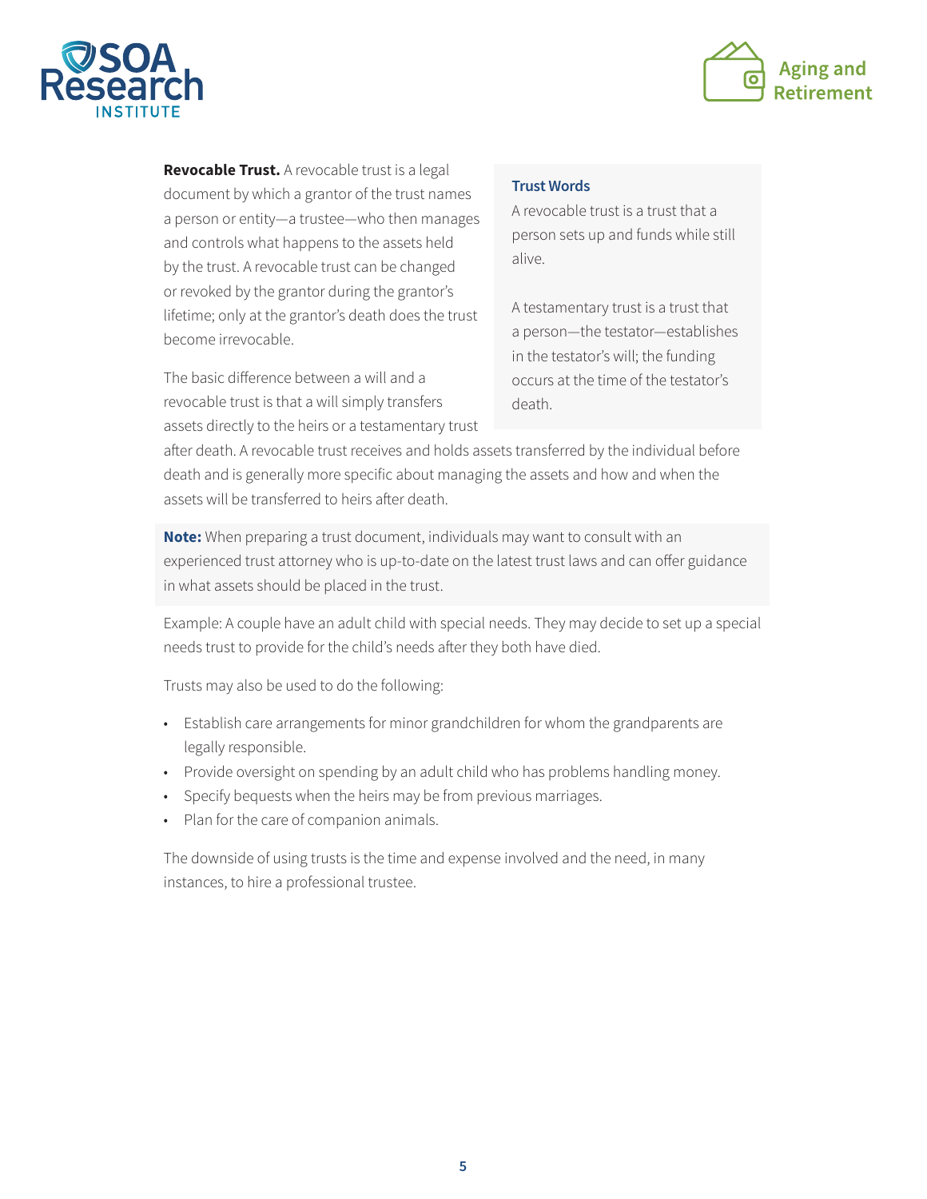**Revocable Trust.** A revocable trust is a legal document by which a grantor of the trust names a person or entity—a trustee—who then manages and controls what happens to the assets held by the trust. A revocable trust can be changed or revoked by the grantor during the grantor's lifetime; only at the grantor's death does the trust become irrevocable.

> **Trust Words**
>
> A revocable trust is a trust that a person sets up and funds while still alive.
>
> A testamentary trust is a trust that a person—the testator—establishes in the testator's will; the funding occurs at the time of the testator's death.

The basic difference between a will and a revocable trust is that a will simply transfers assets directly to the heirs or a testamentary trust after death. A revocable trust receives and holds assets transferred by the individual before death and is generally more specific about managing the assets and how and when the assets will be transferred to heirs after death.

> **Note:** When preparing a trust document, individuals may want to consult with an experienced trust attorney who is up-to-date on the latest trust laws and can offer guidance in what assets should be placed in the trust.

Example: A couple have an adult child with special needs. They may decide to set up a special needs trust to provide for the child's needs after they both have died.

Trusts may also be used to do the following:

- Establish care arrangements for minor grandchildren for whom the grandparents are legally responsible.
- Provide oversight on spending by an adult child who has problems handling money.
- Specify bequests when the heirs may be from previous marriages.
- Plan for the care of companion animals.

The downside of using trusts is the time and expense involved and the need, in many instances, to hire a professional trustee.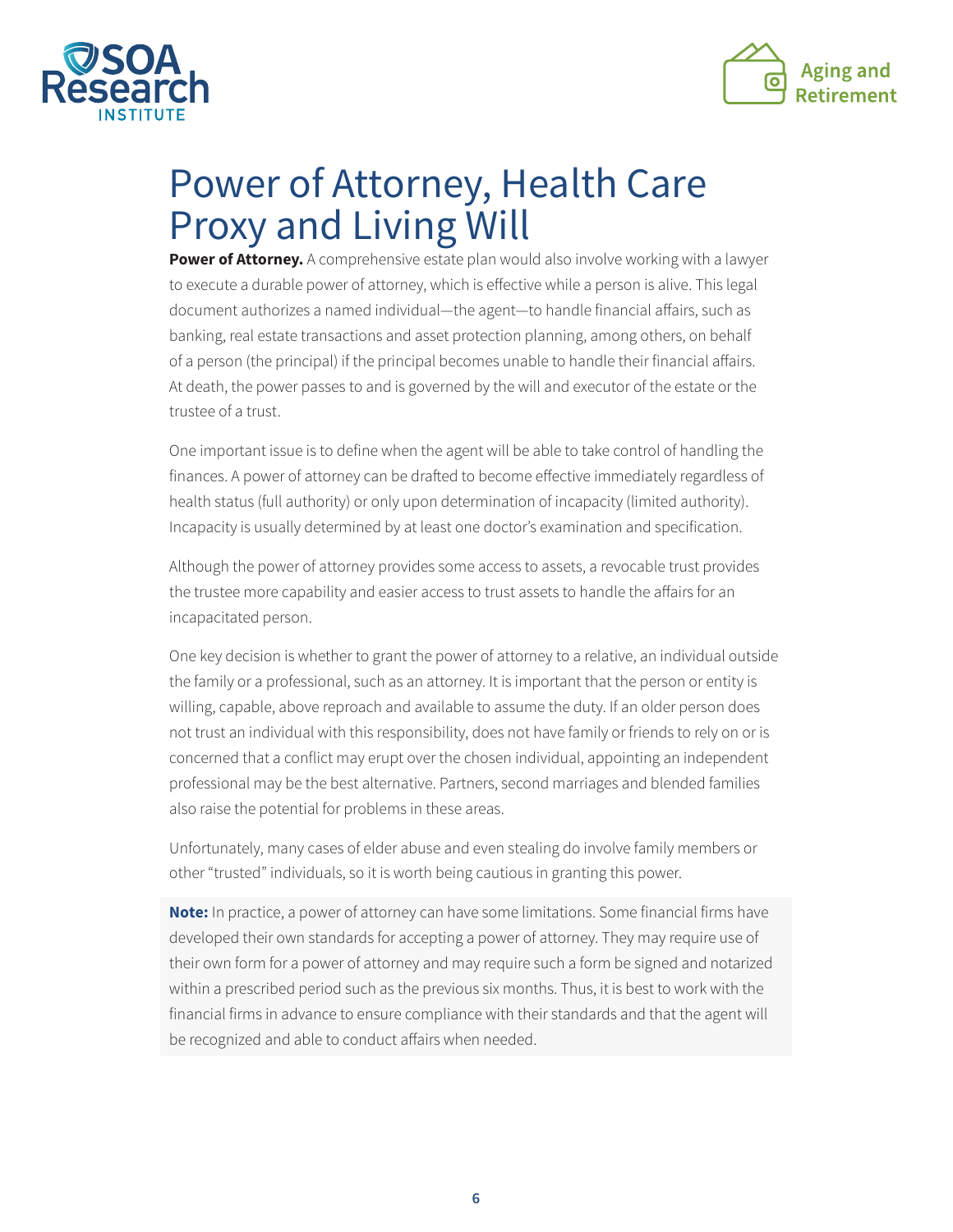# Power of Attorney, Health Care Proxy and Living Will

**Power of Attorney.** A comprehensive estate plan would also involve working with a lawyer to execute a durable power of attorney, which is effective while a person is alive. This legal document authorizes a named individual—the agent—to handle financial affairs, such as banking, real estate transactions and asset protection planning, among others, on behalf of a person (the principal) if the principal becomes unable to handle their financial affairs. At death, the power passes to and is governed by the will and executor of the estate or the trustee of a trust.

One important issue is to define when the agent will be able to take control of handling the finances. A power of attorney can be drafted to become effective immediately regardless of health status (full authority) or only upon determination of incapacity (limited authority). Incapacity is usually determined by at least one doctor's examination and specification.

Although the power of attorney provides some access to assets, a revocable trust provides the trustee more capability and easier access to trust assets to handle the affairs for an incapacitated person.

One key decision is whether to grant the power of attorney to a relative, an individual outside the family or a professional, such as an attorney. It is important that the person or entity is willing, capable, above reproach and available to assume the duty. If an older person does not trust an individual with this responsibility, does not have family or friends to rely on or is concerned that a conflict may erupt over the chosen individual, appointing an independent professional may be the best alternative. Partners, second marriages and blended families also raise the potential for problems in these areas.

Unfortunately, many cases of elder abuse and even stealing do involve family members or other "trusted" individuals, so it is worth being cautious in granting this power.

**Note:** In practice, a power of attorney can have some limitations. Some financial firms have developed their own standards for accepting a power of attorney. They may require use of their own form for a power of attorney and may require such a form be signed and notarized within a prescribed period such as the previous six months. Thus, it is best to work with the financial firms in advance to ensure compliance with their standards and that the agent will be recognized and able to conduct affairs when needed.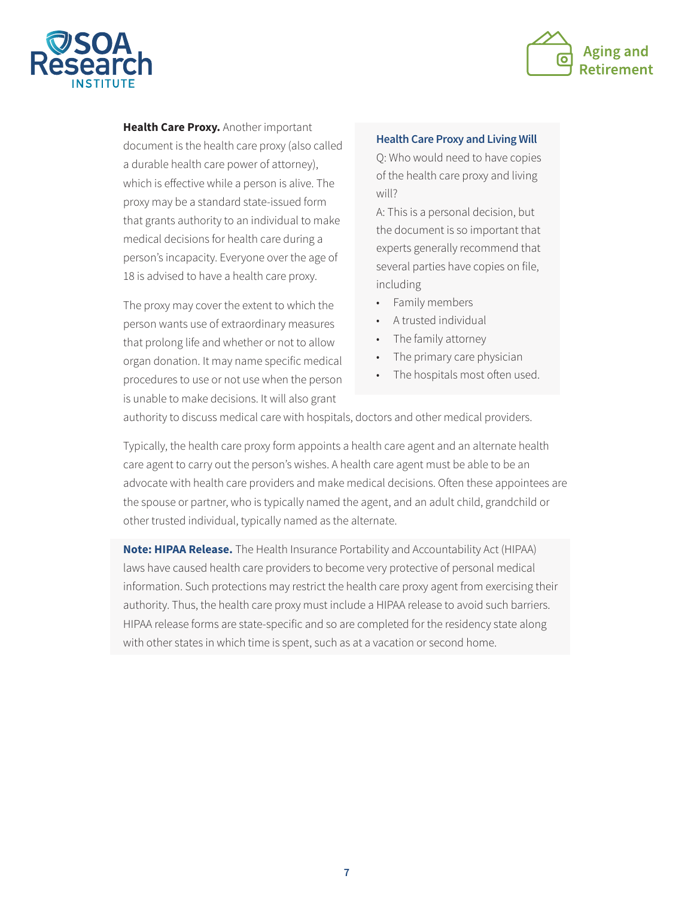**Health Care Proxy.** Another important document is the health care proxy (also called a durable health care power of attorney), which is effective while a person is alive. The proxy may be a standard state-issued form that grants authority to an individual to make medical decisions for health care during a person's incapacity. Everyone over the age of 18 is advised to have a health care proxy.

The proxy may cover the extent to which the person wants use of extraordinary measures that prolong life and whether or not to allow organ donation. It may name specific medical procedures to use or not use when the person is unable to make decisions. It will also grant authority to discuss medical care with hospitals, doctors and other medical providers.

**Health Care Proxy and Living Will**

Q: Who would need to have copies of the health care proxy and living will?

A: This is a personal decision, but the document is so important that experts generally recommend that several parties have copies on file, including

- Family members
- A trusted individual
- The family attorney
- The primary care physician
- The hospitals most often used.

Typically, the health care proxy form appoints a health care agent and an alternate health care agent to carry out the person's wishes. A health care agent must be able to be an advocate with health care providers and make medical decisions. Often these appointees are the spouse or partner, who is typically named the agent, and an adult child, grandchild or other trusted individual, typically named as the alternate.

**Note: HIPAA Release.** The Health Insurance Portability and Accountability Act (HIPAA) laws have caused health care providers to become very protective of personal medical information. Such protections may restrict the health care proxy agent from exercising their authority. Thus, the health care proxy must include a HIPAA release to avoid such barriers. HIPAA release forms are state-specific and so are completed for the residency state along with other states in which time is spent, such as at a vacation or second home.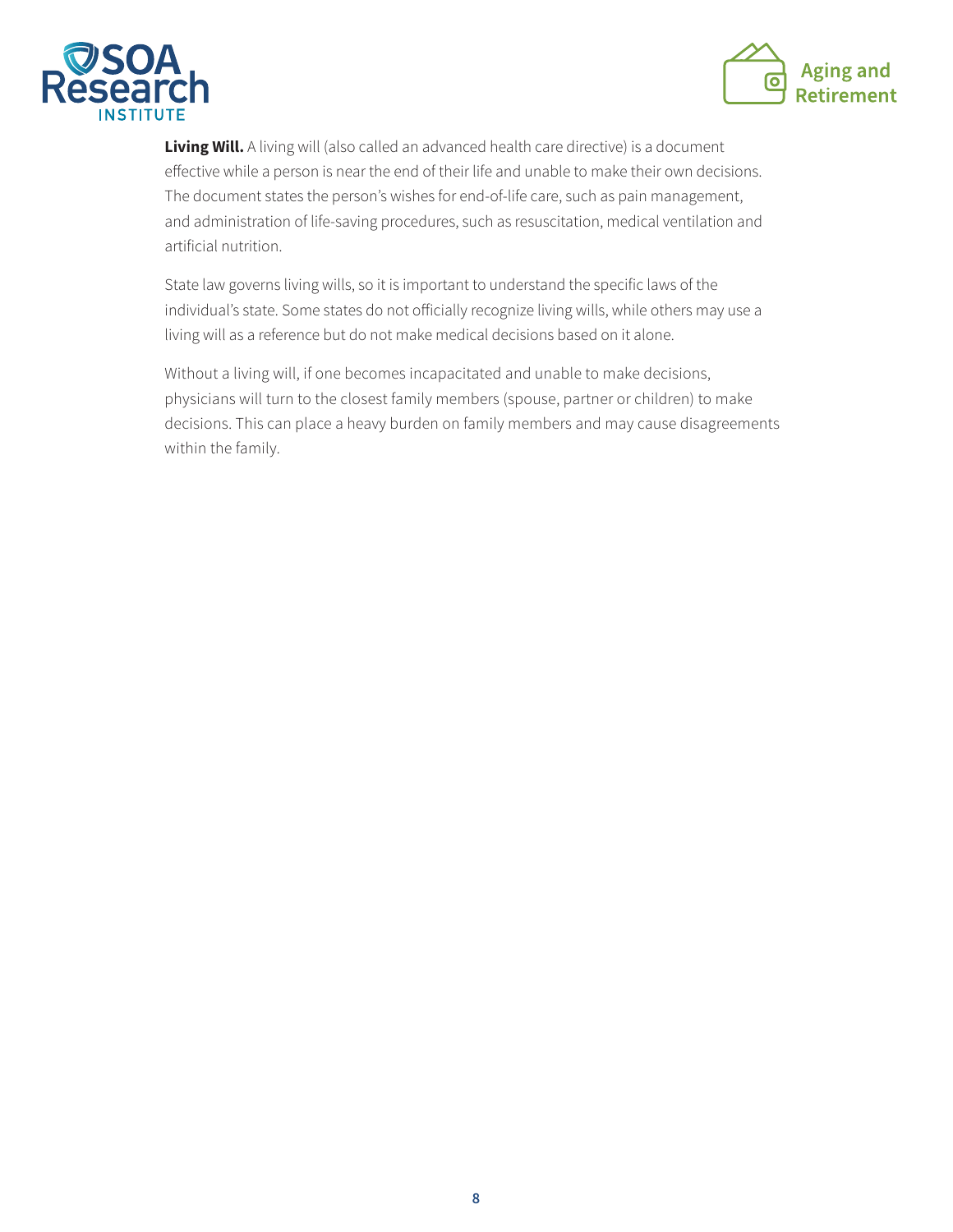**Living Will.** A living will (also called an advanced health care directive) is a document effective while a person is near the end of their life and unable to make their own decisions. The document states the person's wishes for end-of-life care, such as pain management, and administration of life-saving procedures, such as resuscitation, medical ventilation and artificial nutrition.

State law governs living wills, so it is important to understand the specific laws of the individual's state. Some states do not officially recognize living wills, while others may use a living will as a reference but do not make medical decisions based on it alone.

Without a living will, if one becomes incapacitated and unable to make decisions, physicians will turn to the closest family members (spouse, partner or children) to make decisions. This can place a heavy burden on family members and may cause disagreements within the family.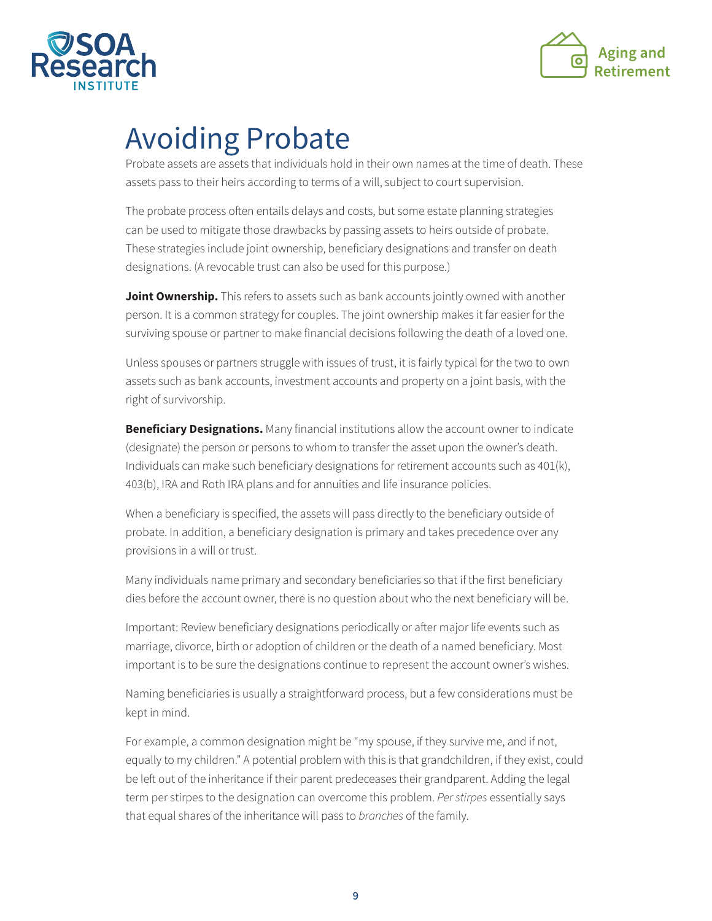# Avoiding Probate

Probate assets are assets that individuals hold in their own names at the time of death. These assets pass to their heirs according to terms of a will, subject to court supervision.

The probate process often entails delays and costs, but some estate planning strategies can be used to mitigate those drawbacks by passing assets to heirs outside of probate. These strategies include joint ownership, beneficiary designations and transfer on death designations. (A revocable trust can also be used for this purpose.)

**Joint Ownership.** This refers to assets such as bank accounts jointly owned with another person. It is a common strategy for couples. The joint ownership makes it far easier for the surviving spouse or partner to make financial decisions following the death of a loved one.

Unless spouses or partners struggle with issues of trust, it is fairly typical for the two to own assets such as bank accounts, investment accounts and property on a joint basis, with the right of survivorship.

**Beneficiary Designations.** Many financial institutions allow the account owner to indicate (designate) the person or persons to whom to transfer the asset upon the owner's death. Individuals can make such beneficiary designations for retirement accounts such as 401(k), 403(b), IRA and Roth IRA plans and for annuities and life insurance policies.

When a beneficiary is specified, the assets will pass directly to the beneficiary outside of probate. In addition, a beneficiary designation is primary and takes precedence over any provisions in a will or trust.

Many individuals name primary and secondary beneficiaries so that if the first beneficiary dies before the account owner, there is no question about who the next beneficiary will be.

Important: Review beneficiary designations periodically or after major life events such as marriage, divorce, birth or adoption of children or the death of a named beneficiary. Most important is to be sure the designations continue to represent the account owner's wishes.

Naming beneficiaries is usually a straightforward process, but a few considerations must be kept in mind.

For example, a common designation might be "my spouse, if they survive me, and if not, equally to my children." A potential problem with this is that grandchildren, if they exist, could be left out of the inheritance if their parent predeceases their grandparent. Adding the legal term per stirpes to the designation can overcome this problem. *Per stirpes* essentially says that equal shares of the inheritance will pass to *branches* of the family.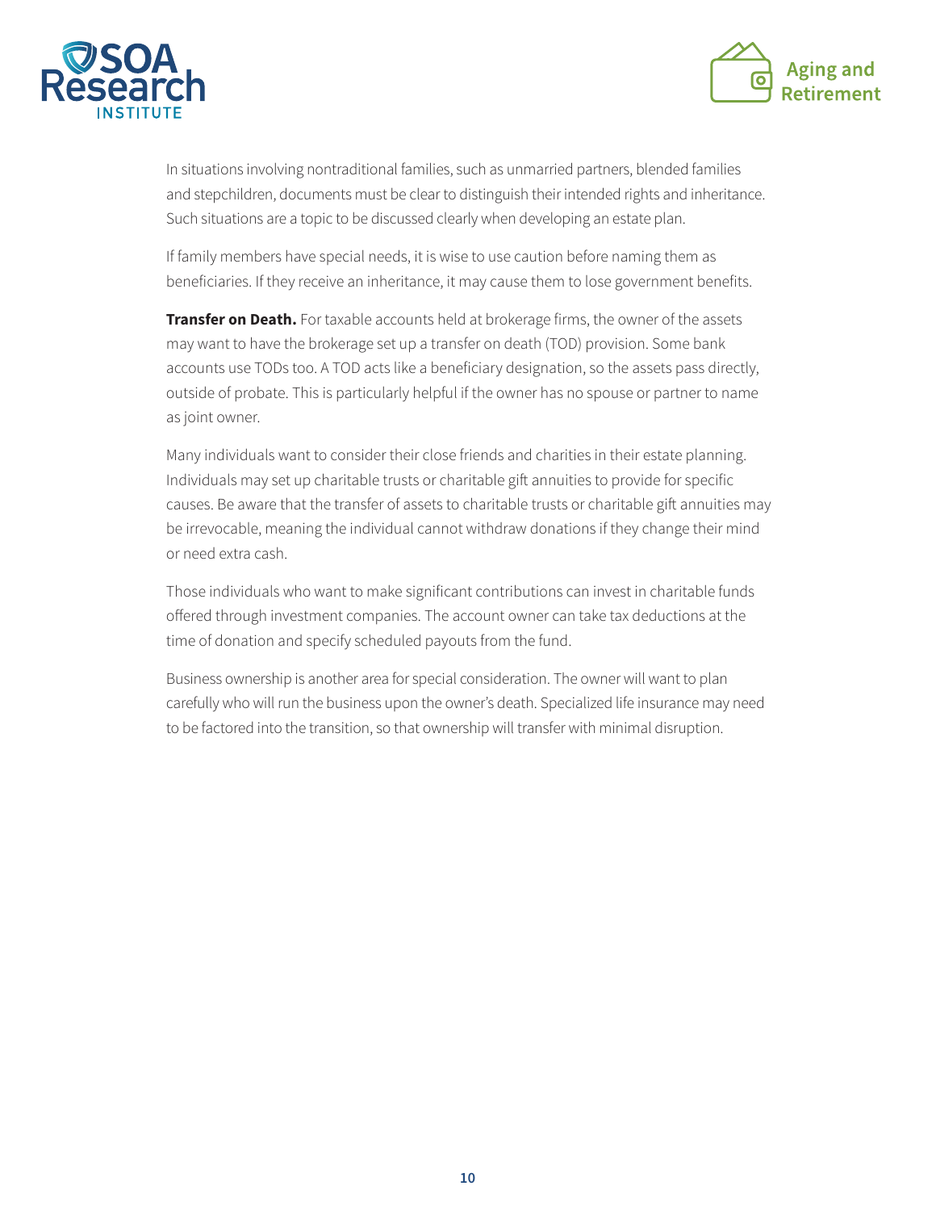In situations involving nontraditional families, such as unmarried partners, blended families and stepchildren, documents must be clear to distinguish their intended rights and inheritance. Such situations are a topic to be discussed clearly when developing an estate plan.

If family members have special needs, it is wise to use caution before naming them as beneficiaries. If they receive an inheritance, it may cause them to lose government benefits.

**Transfer on Death.** For taxable accounts held at brokerage firms, the owner of the assets may want to have the brokerage set up a transfer on death (TOD) provision. Some bank accounts use TODs too. A TOD acts like a beneficiary designation, so the assets pass directly, outside of probate. This is particularly helpful if the owner has no spouse or partner to name as joint owner.

Many individuals want to consider their close friends and charities in their estate planning. Individuals may set up charitable trusts or charitable gift annuities to provide for specific causes. Be aware that the transfer of assets to charitable trusts or charitable gift annuities may be irrevocable, meaning the individual cannot withdraw donations if they change their mind or need extra cash.

Those individuals who want to make significant contributions can invest in charitable funds offered through investment companies. The account owner can take tax deductions at the time of donation and specify scheduled payouts from the fund.

Business ownership is another area for special consideration. The owner will want to plan carefully who will run the business upon the owner's death. Specialized life insurance may need to be factored into the transition, so that ownership will transfer with minimal disruption.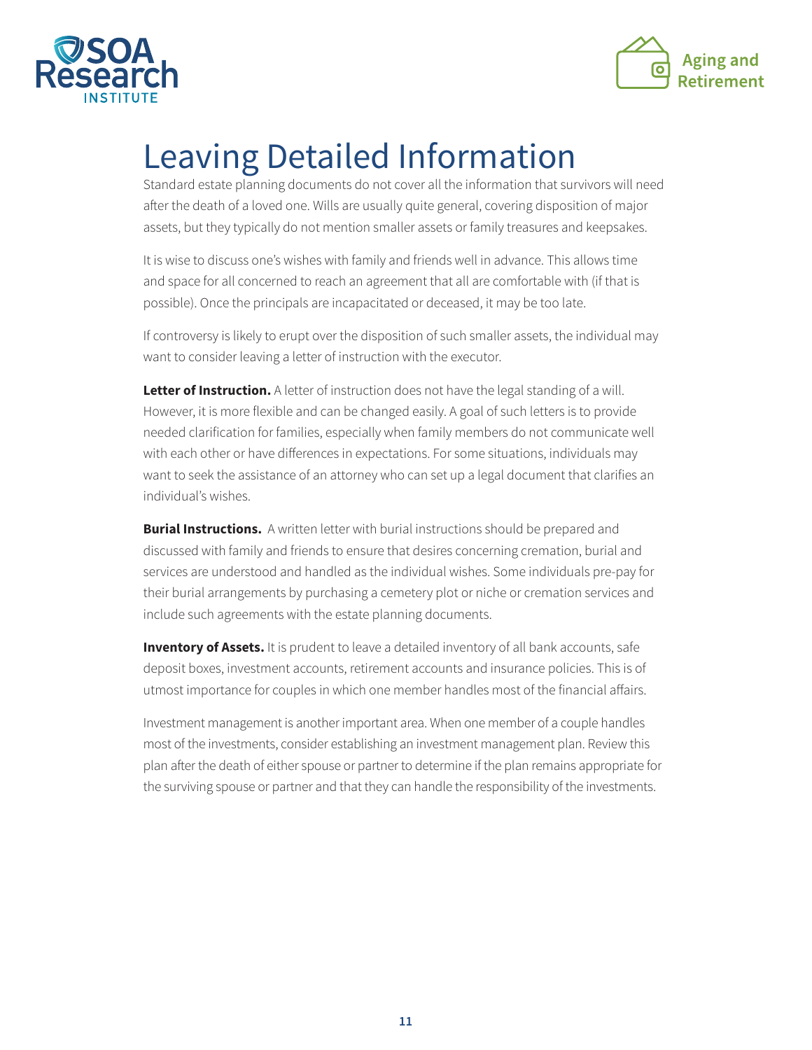# Leaving Detailed Information

Standard estate planning documents do not cover all the information that survivors will need after the death of a loved one. Wills are usually quite general, covering disposition of major assets, but they typically do not mention smaller assets or family treasures and keepsakes.

It is wise to discuss one's wishes with family and friends well in advance. This allows time and space for all concerned to reach an agreement that all are comfortable with (if that is possible). Once the principals are incapacitated or deceased, it may be too late.

If controversy is likely to erupt over the disposition of such smaller assets, the individual may want to consider leaving a letter of instruction with the executor.

**Letter of Instruction.** A letter of instruction does not have the legal standing of a will. However, it is more flexible and can be changed easily. A goal of such letters is to provide needed clarification for families, especially when family members do not communicate well with each other or have differences in expectations. For some situations, individuals may want to seek the assistance of an attorney who can set up a legal document that clarifies an individual's wishes.

**Burial Instructions.** A written letter with burial instructions should be prepared and discussed with family and friends to ensure that desires concerning cremation, burial and services are understood and handled as the individual wishes. Some individuals pre-pay for their burial arrangements by purchasing a cemetery plot or niche or cremation services and include such agreements with the estate planning documents.

**Inventory of Assets.** It is prudent to leave a detailed inventory of all bank accounts, safe deposit boxes, investment accounts, retirement accounts and insurance policies. This is of utmost importance for couples in which one member handles most of the financial affairs.

Investment management is another important area. When one member of a couple handles most of the investments, consider establishing an investment management plan. Review this plan after the death of either spouse or partner to determine if the plan remains appropriate for the surviving spouse or partner and that they can handle the responsibility of the investments.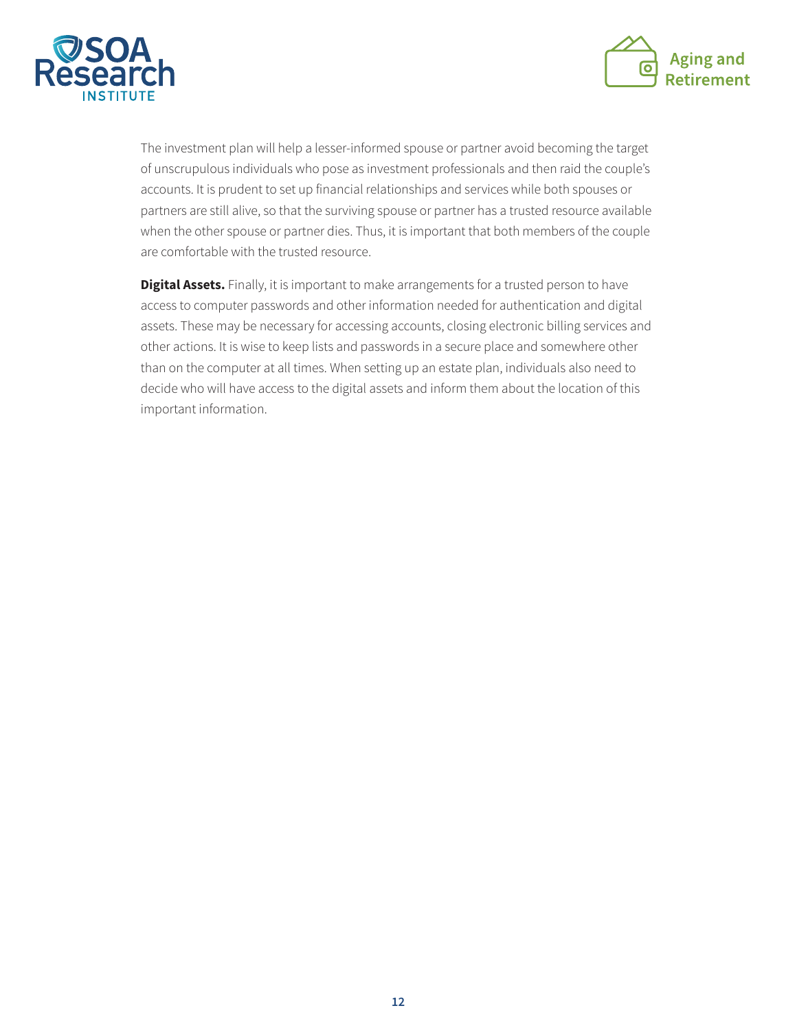The investment plan will help a lesser-informed spouse or partner avoid becoming the target of unscrupulous individuals who pose as investment professionals and then raid the couple's accounts. It is prudent to set up financial relationships and services while both spouses or partners are still alive, so that the surviving spouse or partner has a trusted resource available when the other spouse or partner dies. Thus, it is important that both members of the couple are comfortable with the trusted resource.

**Digital Assets.** Finally, it is important to make arrangements for a trusted person to have access to computer passwords and other information needed for authentication and digital assets. These may be necessary for accessing accounts, closing electronic billing services and other actions. It is wise to keep lists and passwords in a secure place and somewhere other than on the computer at all times. When setting up an estate plan, individuals also need to decide who will have access to the digital assets and inform them about the location of this important information.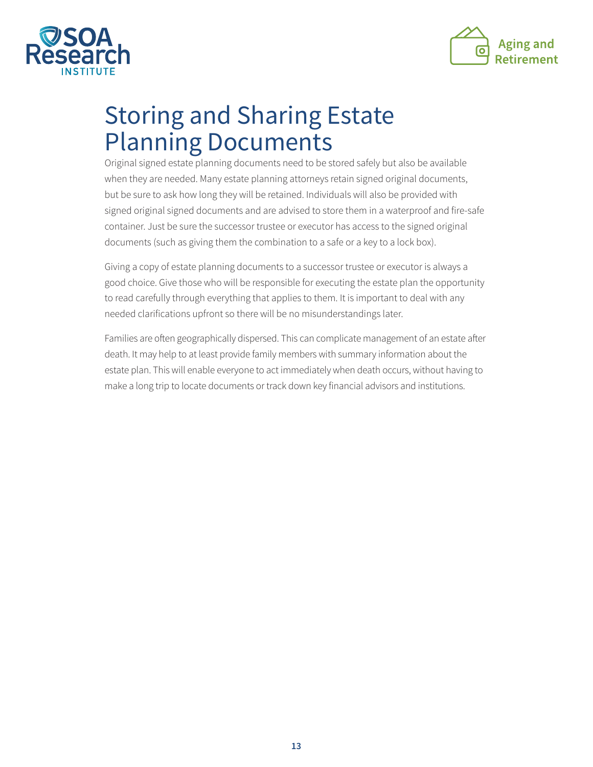# Storing and Sharing Estate Planning Documents

Original signed estate planning documents need to be stored safely but also be available when they are needed. Many estate planning attorneys retain signed original documents, but be sure to ask how long they will be retained. Individuals will also be provided with signed original signed documents and are advised to store them in a waterproof and fire-safe container. Just be sure the successor trustee or executor has access to the signed original documents (such as giving them the combination to a safe or a key to a lock box).

Giving a copy of estate planning documents to a successor trustee or executor is always a good choice. Give those who will be responsible for executing the estate plan the opportunity to read carefully through everything that applies to them. It is important to deal with any needed clarifications upfront so there will be no misunderstandings later.

Families are often geographically dispersed. This can complicate management of an estate after death. It may help to at least provide family members with summary information about the estate plan. This will enable everyone to act immediately when death occurs, without having to make a long trip to locate documents or track down key financial advisors and institutions.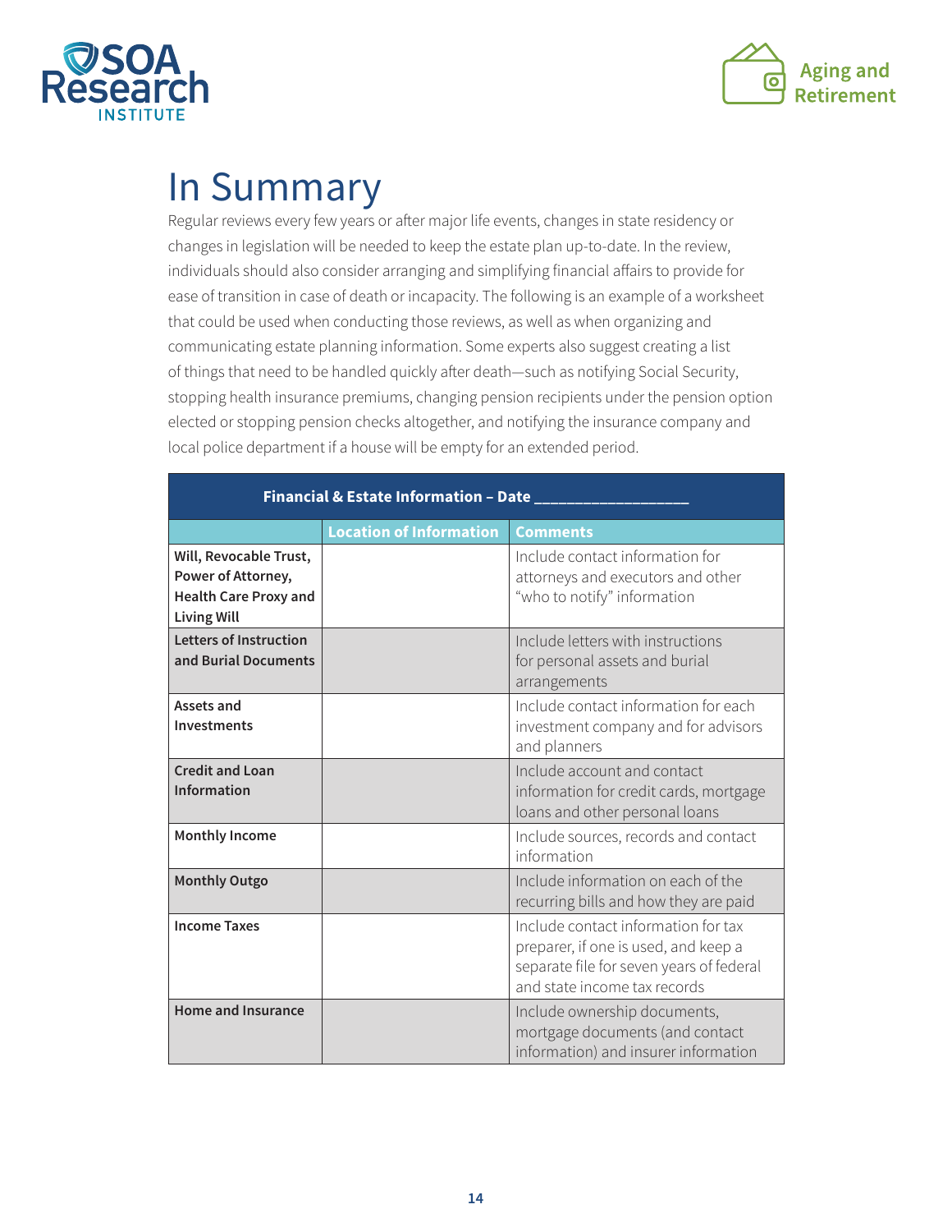# In Summary

Regular reviews every few years or after major life events, changes in state residency or changes in legislation will be needed to keep the estate plan up-to-date. In the review, individuals should also consider arranging and simplifying financial affairs to provide for ease of transition in case of death or incapacity. The following is an example of a worksheet that could be used when conducting those reviews, as well as when organizing and communicating estate planning information. Some experts also suggest creating a list of things that need to be handled quickly after death—such as notifying Social Security, stopping health insurance premiums, changing pension recipients under the pension option elected or stopping pension checks altogether, and notifying the insurance company and local police department if a house will be empty for an extended period.

| **Financial & Estate Information – Date ___________________** | | |
|---|---|---|
| | **Location of Information** | **Comments** |
| **Will, Revocable Trust, Power of Attorney, Health Care Proxy and Living Will** | | Include contact information for attorneys and executors and other "who to notify" information |
| **Letters of Instruction and Burial Documents** | | Include letters with instructions for personal assets and burial arrangements |
| **Assets and Investments** | | Include contact information for each investment company and for advisors and planners |
| **Credit and Loan Information** | | Include account and contact information for credit cards, mortgage loans and other personal loans |
| **Monthly Income** | | Include sources, records and contact information |
| **Monthly Outgo** | | Include information on each of the recurring bills and how they are paid |
| **Income Taxes** | | Include contact information for tax preparer, if one is used, and keep a separate file for seven years of federal and state income tax records |
| **Home and Insurance** | | Include ownership documents, mortgage documents (and contact information) and insurer information |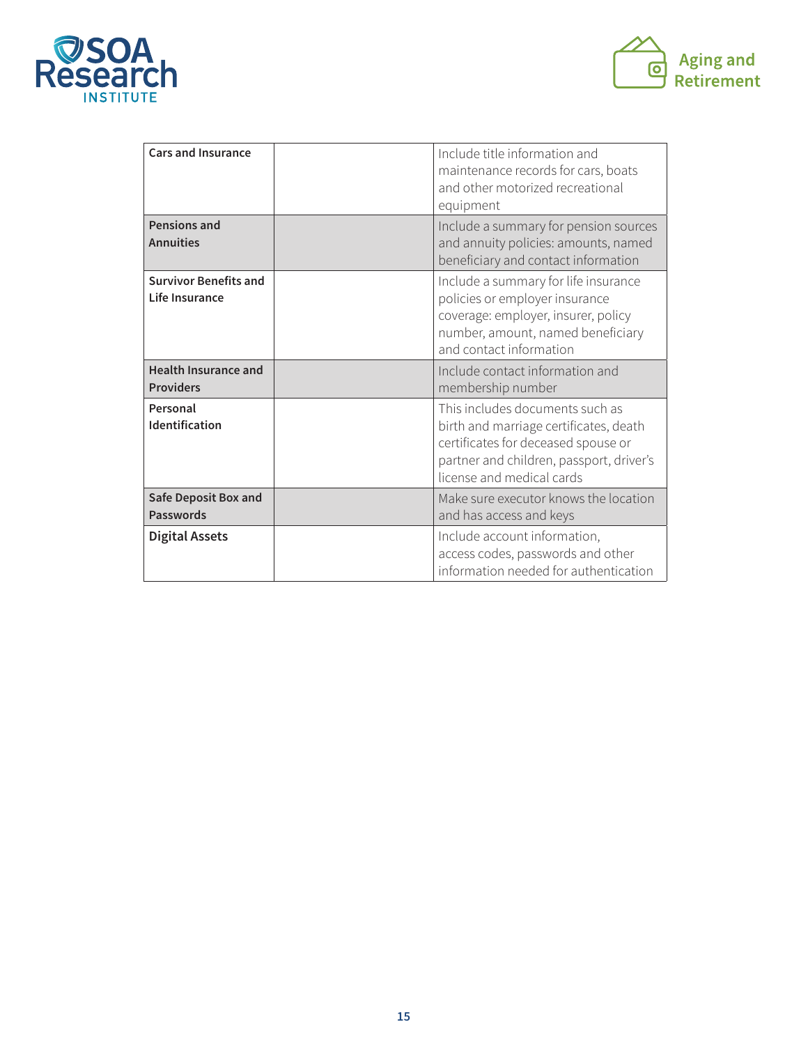| **Cars and Insurance** | | Include title information and maintenance records for cars, boats and other motorized recreational equipment |
|---|---|---|
| **Pensions and Annuities** | | Include a summary for pension sources and annuity policies: amounts, named beneficiary and contact information |
| **Survivor Benefits and Life Insurance** | | Include a summary for life insurance policies or employer insurance coverage: employer, insurer, policy number, amount, named beneficiary and contact information |
| **Health Insurance and Providers** | | Include contact information and membership number |
| **Personal Identification** | | This includes documents such as birth and marriage certificates, death certificates for deceased spouse or partner and children, passport, driver's license and medical cards |
| **Safe Deposit Box and Passwords** | | Make sure executor knows the location and has access and keys |
| **Digital Assets** | | Include account information, access codes, passwords and other information needed for authentication |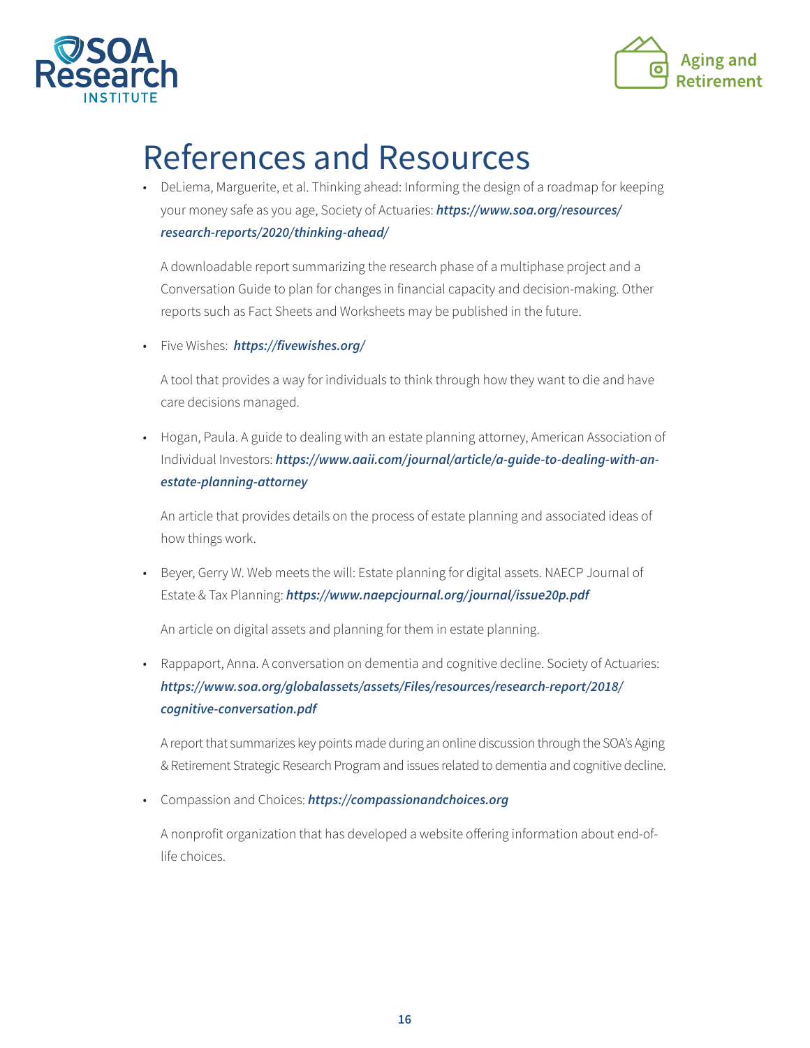# References and Resources

- DeLiema, Marguerite, et al. Thinking ahead: Informing the design of a roadmap for keeping your money safe as you age, Society of Actuaries: ***https://www.soa.org/resources/research-reports/2020/thinking-ahead/***

  A downloadable report summarizing the research phase of a multiphase project and a Conversation Guide to plan for changes in financial capacity and decision-making. Other reports such as Fact Sheets and Worksheets may be published in the future.

- Five Wishes: ***https://fivewishes.org/***

  A tool that provides a way for individuals to think through how they want to die and have care decisions managed.

- Hogan, Paula. A guide to dealing with an estate planning attorney, American Association of Individual Investors: ***https://www.aaii.com/journal/article/a-guide-to-dealing-with-an-estate-planning-attorney***

  An article that provides details on the process of estate planning and associated ideas of how things work.

- Beyer, Gerry W. Web meets the will: Estate planning for digital assets. NAECP Journal of Estate & Tax Planning: ***https://www.naepcjournal.org/journal/issue20p.pdf***

  An article on digital assets and planning for them in estate planning.

- Rappaport, Anna. A conversation on dementia and cognitive decline. Society of Actuaries: ***https://www.soa.org/globalassets/assets/Files/resources/research-report/2018/cognitive-conversation.pdf***

  A report that summarizes key points made during an online discussion through the SOA's Aging & Retirement Strategic Research Program and issues related to dementia and cognitive decline.

- Compassion and Choices: ***https://compassionandchoices.org***

  A nonprofit organization that has developed a website offering information about end-of-life choices.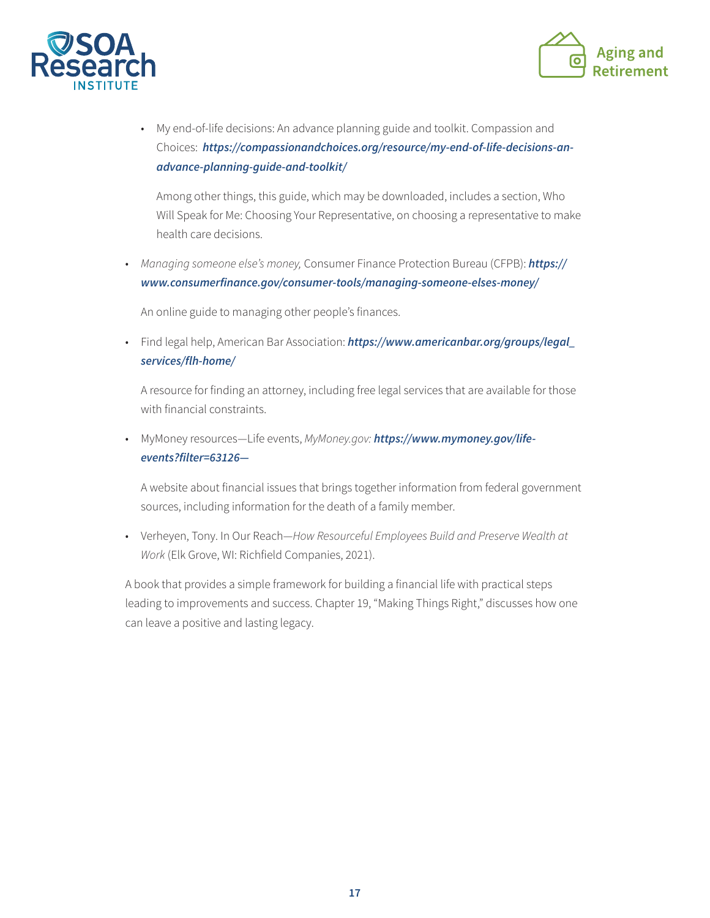- My end-of-life decisions: An advance planning guide and toolkit. Compassion and Choices: ***https://compassionandchoices.org/resource/my-end-of-life-decisions-an-advance-planning-guide-and-toolkit/***

  Among other things, this guide, which may be downloaded, includes a section, Who Will Speak for Me: Choosing Your Representative, on choosing a representative to make health care decisions.

- *Managing someone else's money,* Consumer Finance Protection Bureau (CFPB): ***https://www.consumerfinance.gov/consumer-tools/managing-someone-elses-money/***

  An online guide to managing other people's finances.

- Find legal help, American Bar Association: ***https://www.americanbar.org/groups/legal_services/flh-home/***

  A resource for finding an attorney, including free legal services that are available for those with financial constraints.

- MyMoney resources—Life events, *MyMoney.gov:* ***https://www.mymoney.gov/life-events?filter=63126—***

  A website about financial issues that brings together information from federal government sources, including information for the death of a family member.

- Verheyen, Tony. In Our Reach—*How Resourceful Employees Build and Preserve Wealth at Work* (Elk Grove, WI: Richfield Companies, 2021).

A book that provides a simple framework for building a financial life with practical steps leading to improvements and success. Chapter 19, "Making Things Right," discusses how one can leave a positive and lasting legacy.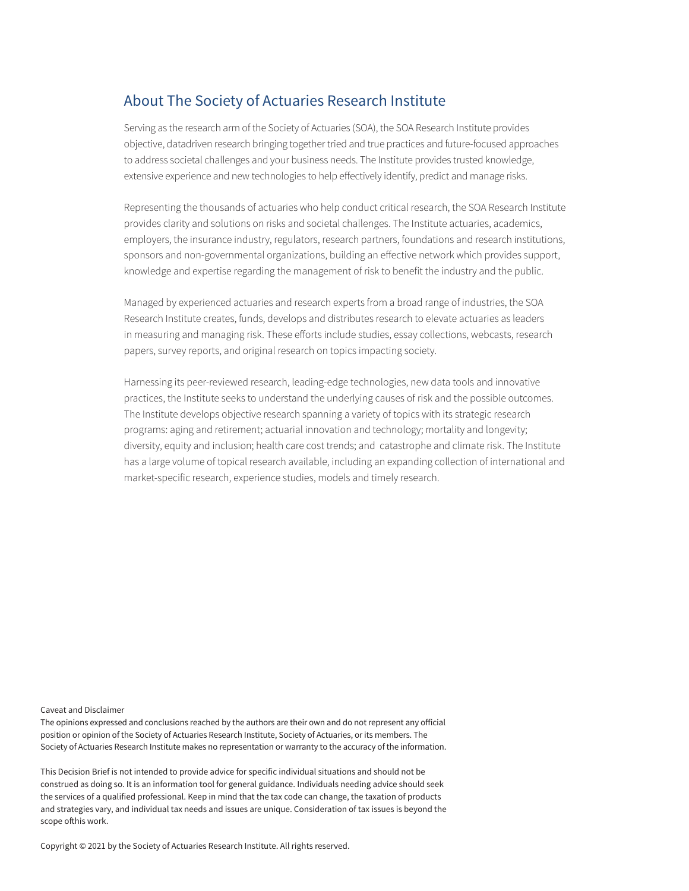## About The Society of Actuaries Research Institute

Serving as the research arm of the Society of Actuaries (SOA), the SOA Research Institute provides objective, datadriven research bringing together tried and true practices and future-focused approaches to address societal challenges and your business needs. The Institute provides trusted knowledge, extensive experience and new technologies to help effectively identify, predict and manage risks.

Representing the thousands of actuaries who help conduct critical research, the SOA Research Institute provides clarity and solutions on risks and societal challenges. The Institute actuaries, academics, employers, the insurance industry, regulators, research partners, foundations and research institutions, sponsors and non-governmental organizations, building an effective network which provides support, knowledge and expertise regarding the management of risk to benefit the industry and the public.

Managed by experienced actuaries and research experts from a broad range of industries, the SOA Research Institute creates, funds, develops and distributes research to elevate actuaries as leaders in measuring and managing risk. These efforts include studies, essay collections, webcasts, research papers, survey reports, and original research on topics impacting society.

Harnessing its peer-reviewed research, leading-edge technologies, new data tools and innovative practices, the Institute seeks to understand the underlying causes of risk and the possible outcomes. The Institute develops objective research spanning a variety of topics with its strategic research programs: aging and retirement; actuarial innovation and technology; mortality and longevity; diversity, equity and inclusion; health care cost trends; and catastrophe and climate risk. The Institute has a large volume of topical research available, including an expanding collection of international and market-specific research, experience studies, models and timely research.

Caveat and Disclaimer

The opinions expressed and conclusions reached by the authors are their own and do not represent any official position or opinion of the Society of Actuaries Research Institute, Society of Actuaries, or its members. The Society of Actuaries Research Institute makes no representation or warranty to the accuracy of the information.

This Decision Brief is not intended to provide advice for specific individual situations and should not be construed as doing so. It is an information tool for general guidance. Individuals needing advice should seek the services of a qualified professional. Keep in mind that the tax code can change, the taxation of products and strategies vary, and individual tax needs and issues are unique. Consideration of tax issues is beyond the scope ofthis work.

Copyright © 2021 by the Society of Actuaries Research Institute. All rights reserved.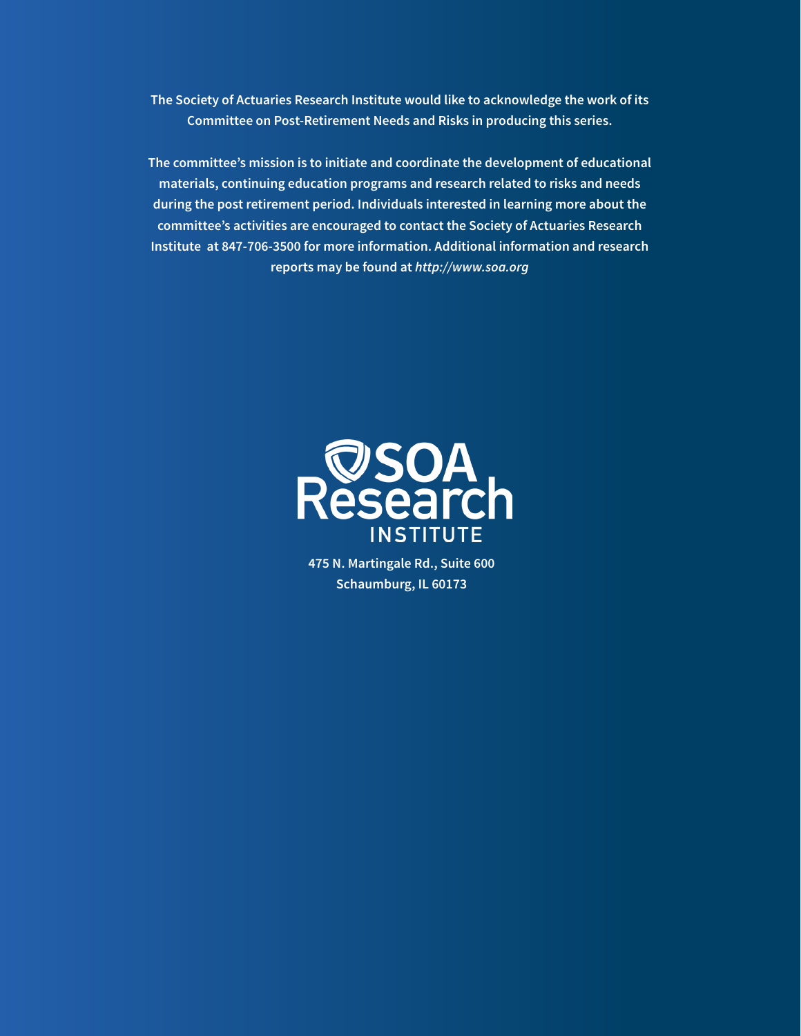**The Society of Actuaries Research Institute would like to acknowledge the work of its Committee on Post-Retirement Needs and Risks in producing this series.**

**The committee's mission is to initiate and coordinate the development of educational materials, continuing education programs and research related to risks and needs during the post retirement period. Individuals interested in learning more about the committee's activities are encouraged to contact the Society of Actuaries Research Institute at 847-706-3500 for more information. Additional information and research reports may be found at *http://www.soa.org***

SOA Research INSTITUTE

**475 N. Martingale Rd., Suite 600**
**Schaumburg, IL 60173**